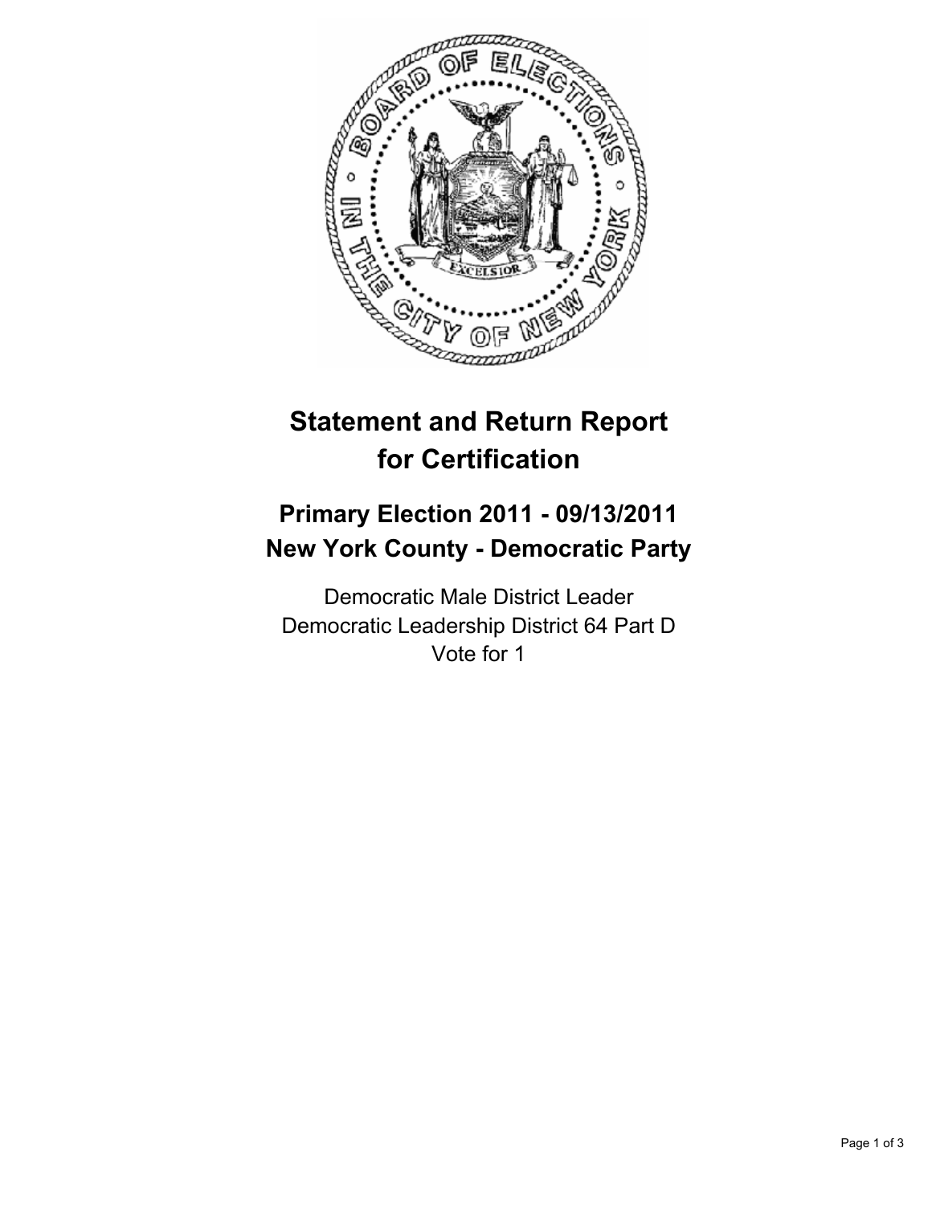# Statement and Return Report for Certification

## Primary Election 2011 - 09/13/2011
## New York County - Democratic Party

Democratic Male District Leader
Democratic Leadership District 64 Part D
Vote for 1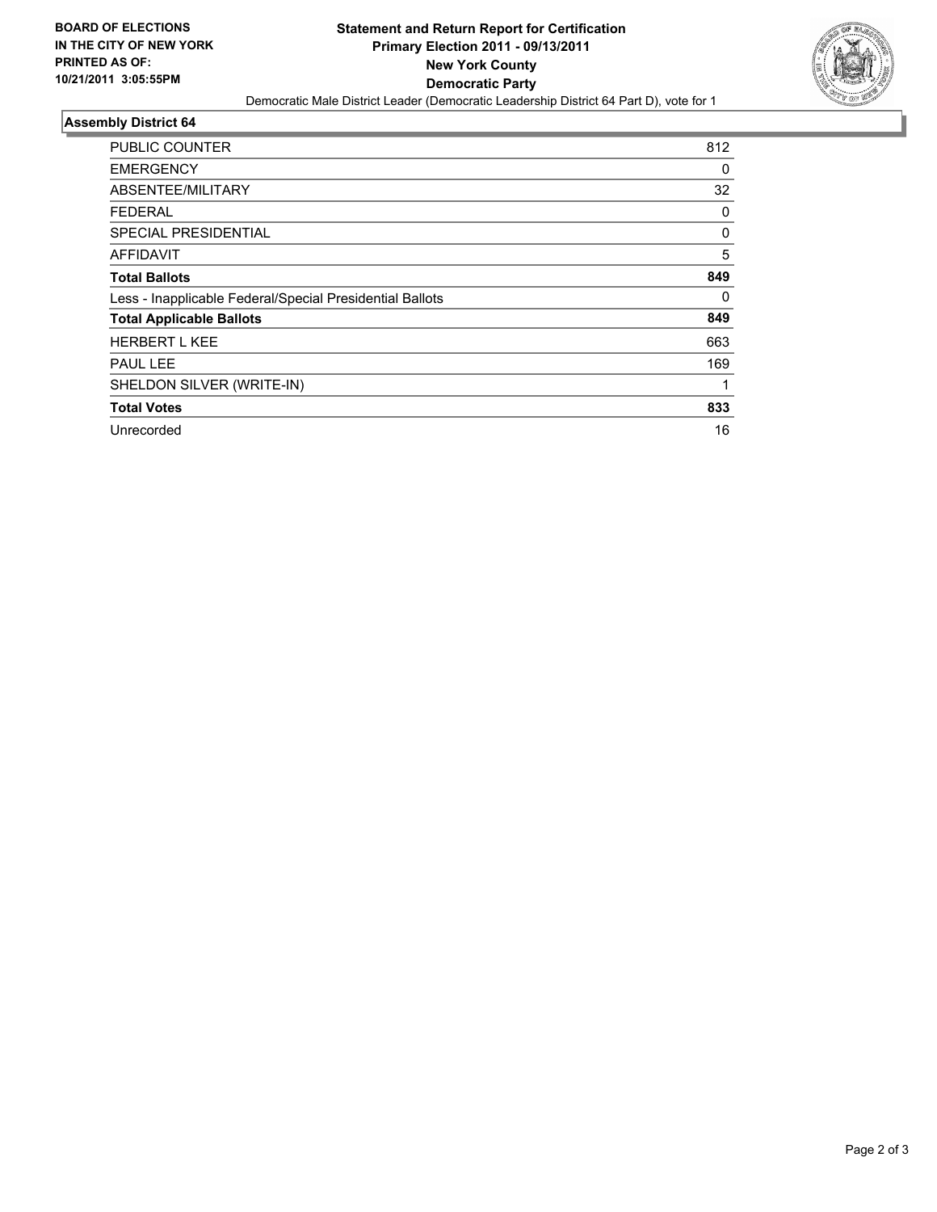**BOARD OF ELECTIONS IN THE CITY OF NEW YORK PRINTED AS OF: 10/21/2011 3:05:55PM**

# Statement and Return Report for Certification
## Primary Election 2011 - 09/13/2011
## New York County
## Democratic Party

Democratic Male District Leader (Democratic Leadership District 64 Part D), vote for 1

### Assembly District 64

| | |
|---|---|
| PUBLIC COUNTER | 812 |
| EMERGENCY | 0 |
| ABSENTEE/MILITARY | 32 |
| FEDERAL | 0 |
| SPECIAL PRESIDENTIAL | 0 |
| AFFIDAVIT | 5 |
| **Total Ballots** | **849** |
| Less - Inapplicable Federal/Special Presidential Ballots | 0 |
| **Total Applicable Ballots** | **849** |
| HERBERT L KEE | 663 |
| PAUL LEE | 169 |
| SHELDON SILVER (WRITE-IN) | 1 |
| **Total Votes** | **833** |
| Unrecorded | 16 |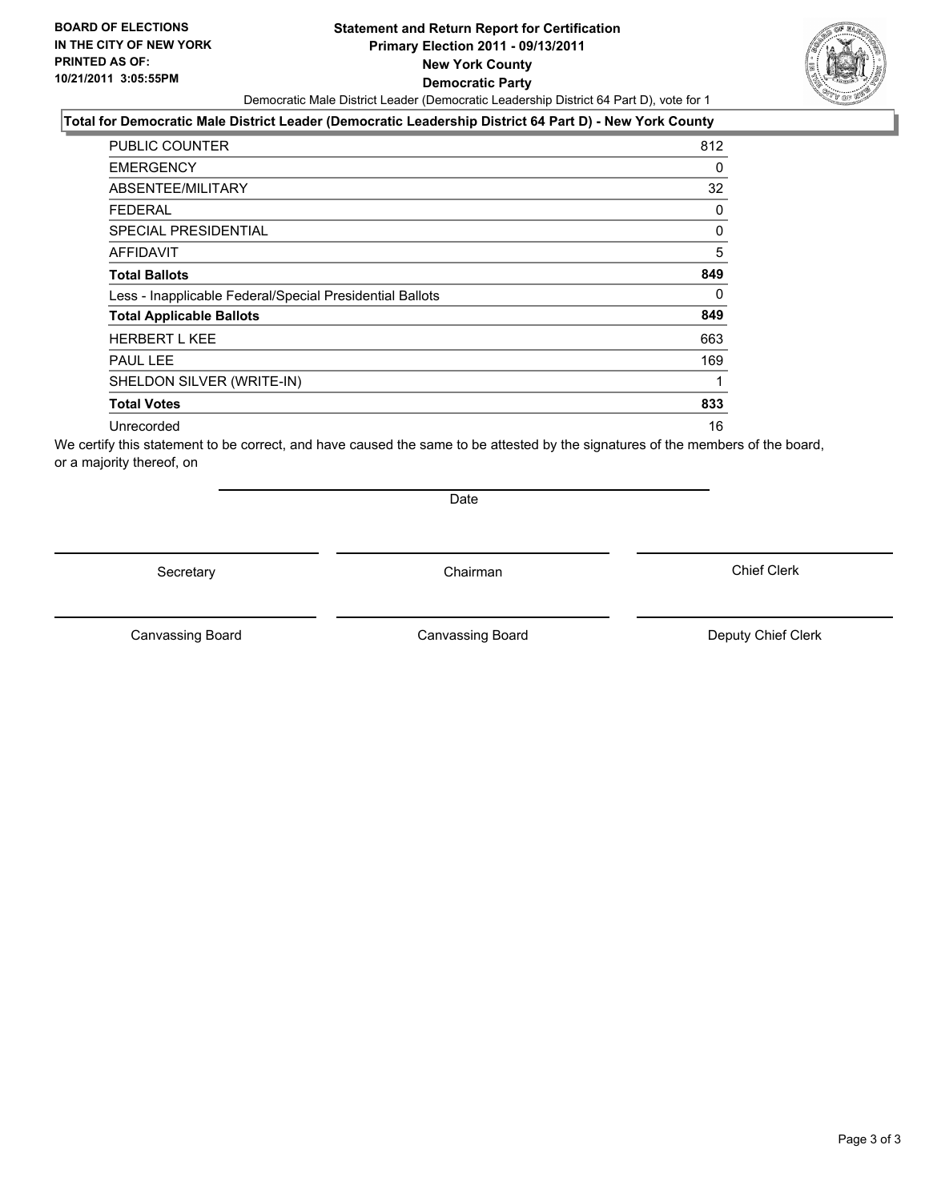**BOARD OF ELECTIONS IN THE CITY OF NEW YORK PRINTED AS OF: 10/21/2011 3:05:55PM**

# Statement and Return Report for Certification
## Primary Election 2011 - 09/13/2011
## New York County
## Democratic Party

Democratic Male District Leader (Democratic Leadership District 64 Part D), vote for 1

**Total for Democratic Male District Leader (Democratic Leadership District 64 Part D) - New York County**

| | |
|---|---|
| PUBLIC COUNTER | 812 |
| EMERGENCY | 0 |
| ABSENTEE/MILITARY | 32 |
| FEDERAL | 0 |
| SPECIAL PRESIDENTIAL | 0 |
| AFFIDAVIT | 5 |
| **Total Ballots** | **849** |
| Less - Inapplicable Federal/Special Presidential Ballots | 0 |
| **Total Applicable Ballots** | **849** |
| HERBERT L KEE | 663 |
| PAUL LEE | 169 |
| SHELDON SILVER (WRITE-IN) | 1 |
| **Total Votes** | **833** |
| Unrecorded | 16 |

We certify this statement to be correct, and have caused the same to be attested by the signatures of the members of the board, or a majority thereof, on

Date

Secretary

Chairman

Chief Clerk

Canvassing Board

Canvassing Board

Deputy Chief Clerk